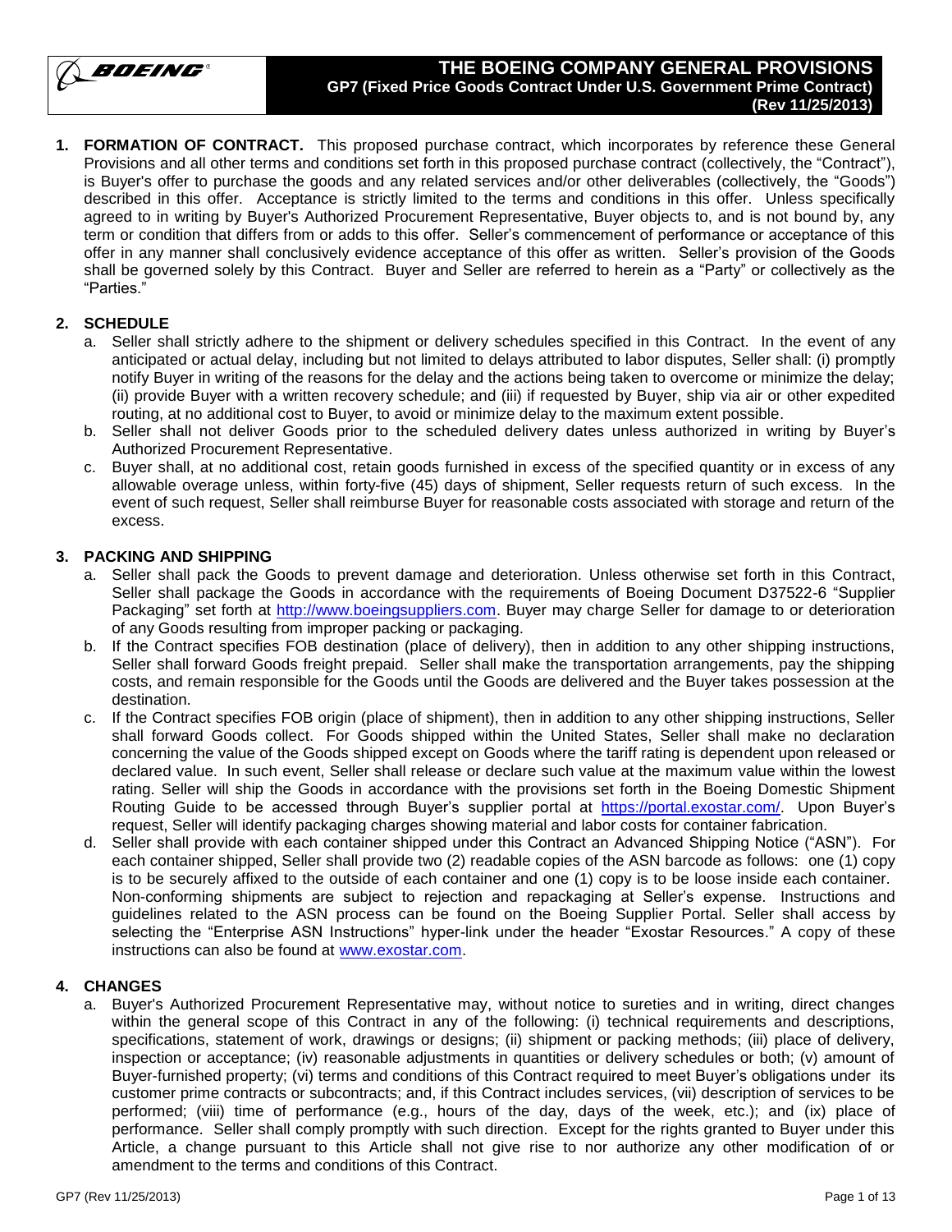# THE BOEING COMPANY GENERAL PROVISIONS

## GP7 (Fixed Price Goods Contract Under U.S. Government Prime Contract) (Rev 11/25/2013)

**1. FORMATION OF CONTRACT.** This proposed purchase contract, which incorporates by reference these General Provisions and all other terms and conditions set forth in this proposed purchase contract (collectively, the "Contract"), is Buyer's offer to purchase the goods and any related services and/or other deliverables (collectively, the "Goods") described in this offer. Acceptance is strictly limited to the terms and conditions in this offer. Unless specifically agreed to in writing by Buyer's Authorized Procurement Representative, Buyer objects to, and is not bound by, any term or condition that differs from or adds to this offer. Seller's commencement of performance or acceptance of this offer in any manner shall conclusively evidence acceptance of this offer as written. Seller's provision of the Goods shall be governed solely by this Contract. Buyer and Seller are referred to herein as a "Party" or collectively as the "Parties."

**2. SCHEDULE**

a. Seller shall strictly adhere to the shipment or delivery schedules specified in this Contract. In the event of any anticipated or actual delay, including but not limited to delays attributed to labor disputes, Seller shall: (i) promptly notify Buyer in writing of the reasons for the delay and the actions being taken to overcome or minimize the delay; (ii) provide Buyer with a written recovery schedule; and (iii) if requested by Buyer, ship via air or other expedited routing, at no additional cost to Buyer, to avoid or minimize delay to the maximum extent possible.

b. Seller shall not deliver Goods prior to the scheduled delivery dates unless authorized in writing by Buyer's Authorized Procurement Representative.

c. Buyer shall, at no additional cost, retain goods furnished in excess of the specified quantity or in excess of any allowable overage unless, within forty-five (45) days of shipment, Seller requests return of such excess. In the event of such request, Seller shall reimburse Buyer for reasonable costs associated with storage and return of the excess.

**3. PACKING AND SHIPPING**

a. Seller shall pack the Goods to prevent damage and deterioration. Unless otherwise set forth in this Contract, Seller shall package the Goods in accordance with the requirements of Boeing Document D37522-6 "Supplier Packaging" set forth at http://www.boeingsuppliers.com. Buyer may charge Seller for damage to or deterioration of any Goods resulting from improper packing or packaging.

b. If the Contract specifies FOB destination (place of delivery), then in addition to any other shipping instructions, Seller shall forward Goods freight prepaid. Seller shall make the transportation arrangements, pay the shipping costs, and remain responsible for the Goods until the Goods are delivered and the Buyer takes possession at the destination.

c. If the Contract specifies FOB origin (place of shipment), then in addition to any other shipping instructions, Seller shall forward Goods collect. For Goods shipped within the United States, Seller shall make no declaration concerning the value of the Goods shipped except on Goods where the tariff rating is dependent upon released or declared value. In such event, Seller shall release or declare such value at the maximum value within the lowest rating. Seller will ship the Goods in accordance with the provisions set forth in the Boeing Domestic Shipment Routing Guide to be accessed through Buyer's supplier portal at https://portal.exostar.com/. Upon Buyer's request, Seller will identify packaging charges showing material and labor costs for container fabrication.

d. Seller shall provide with each container shipped under this Contract an Advanced Shipping Notice ("ASN"). For each container shipped, Seller shall provide two (2) readable copies of the ASN barcode as follows: one (1) copy is to be securely affixed to the outside of each container and one (1) copy is to be loose inside each container. Non-conforming shipments are subject to rejection and repackaging at Seller's expense. Instructions and guidelines related to the ASN process can be found on the Boeing Supplier Portal. Seller shall access by selecting the "Enterprise ASN Instructions" hyper-link under the header "Exostar Resources." A copy of these instructions can also be found at www.exostar.com.

**4. CHANGES**

a. Buyer's Authorized Procurement Representative may, without notice to sureties and in writing, direct changes within the general scope of this Contract in any of the following: (i) technical requirements and descriptions, specifications, statement of work, drawings or designs; (ii) shipment or packing methods; (iii) place of delivery, inspection or acceptance; (iv) reasonable adjustments in quantities or delivery schedules or both; (v) amount of Buyer-furnished property; (vi) terms and conditions of this Contract required to meet Buyer's obligations under its customer prime contracts or subcontracts; and, if this Contract includes services, (vii) description of services to be performed; (viii) time of performance (e.g., hours of the day, days of the week, etc.); and (ix) place of performance. Seller shall comply promptly with such direction. Except for the rights granted to Buyer under this Article, a change pursuant to this Article shall not give rise to nor authorize any other modification of or amendment to the terms and conditions of this Contract.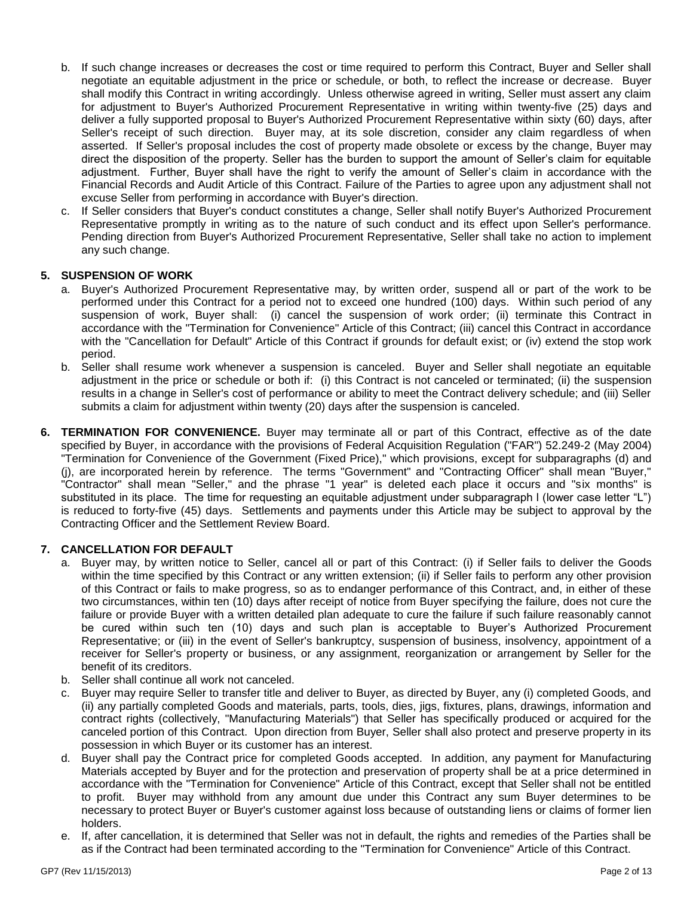b. If such change increases or decreases the cost or time required to perform this Contract, Buyer and Seller shall negotiate an equitable adjustment in the price or schedule, or both, to reflect the increase or decrease. Buyer shall modify this Contract in writing accordingly. Unless otherwise agreed in writing, Seller must assert any claim for adjustment to Buyer's Authorized Procurement Representative in writing within twenty-five (25) days and deliver a fully supported proposal to Buyer's Authorized Procurement Representative within sixty (60) days, after Seller's receipt of such direction. Buyer may, at its sole discretion, consider any claim regardless of when asserted. If Seller's proposal includes the cost of property made obsolete or excess by the change, Buyer may direct the disposition of the property. Seller has the burden to support the amount of Seller's claim for equitable adjustment. Further, Buyer shall have the right to verify the amount of Seller's claim in accordance with the Financial Records and Audit Article of this Contract. Failure of the Parties to agree upon any adjustment shall not excuse Seller from performing in accordance with Buyer's direction.

c. If Seller considers that Buyer's conduct constitutes a change, Seller shall notify Buyer's Authorized Procurement Representative promptly in writing as to the nature of such conduct and its effect upon Seller's performance. Pending direction from Buyer's Authorized Procurement Representative, Seller shall take no action to implement any such change.

**5. SUSPENSION OF WORK**

a. Buyer's Authorized Procurement Representative may, by written order, suspend all or part of the work to be performed under this Contract for a period not to exceed one hundred (100) days. Within such period of any suspension of work, Buyer shall: (i) cancel the suspension of work order; (ii) terminate this Contract in accordance with the "Termination for Convenience" Article of this Contract; (iii) cancel this Contract in accordance with the "Cancellation for Default" Article of this Contract if grounds for default exist; or (iv) extend the stop work period.

b. Seller shall resume work whenever a suspension is canceled. Buyer and Seller shall negotiate an equitable adjustment in the price or schedule or both if: (i) this Contract is not canceled or terminated; (ii) the suspension results in a change in Seller's cost of performance or ability to meet the Contract delivery schedule; and (iii) Seller submits a claim for adjustment within twenty (20) days after the suspension is canceled.

**6. TERMINATION FOR CONVENIENCE.** Buyer may terminate all or part of this Contract, effective as of the date specified by Buyer, in accordance with the provisions of Federal Acquisition Regulation ("FAR") 52.249-2 (May 2004) "Termination for Convenience of the Government (Fixed Price)," which provisions, except for subparagraphs (d) and (j), are incorporated herein by reference. The terms "Government" and "Contracting Officer" shall mean "Buyer," "Contractor" shall mean "Seller," and the phrase "1 year" is deleted each place it occurs and "six months" is substituted in its place. The time for requesting an equitable adjustment under subparagraph l (lower case letter "L") is reduced to forty-five (45) days. Settlements and payments under this Article may be subject to approval by the Contracting Officer and the Settlement Review Board.

**7. CANCELLATION FOR DEFAULT**

a. Buyer may, by written notice to Seller, cancel all or part of this Contract: (i) if Seller fails to deliver the Goods within the time specified by this Contract or any written extension; (ii) if Seller fails to perform any other provision of this Contract or fails to make progress, so as to endanger performance of this Contract, and, in either of these two circumstances, within ten (10) days after receipt of notice from Buyer specifying the failure, does not cure the failure or provide Buyer with a written detailed plan adequate to cure the failure if such failure reasonably cannot be cured within such ten (10) days and such plan is acceptable to Buyer's Authorized Procurement Representative; or (iii) in the event of Seller's bankruptcy, suspension of business, insolvency, appointment of a receiver for Seller's property or business, or any assignment, reorganization or arrangement by Seller for the benefit of its creditors.

b. Seller shall continue all work not canceled.

c. Buyer may require Seller to transfer title and deliver to Buyer, as directed by Buyer, any (i) completed Goods, and (ii) any partially completed Goods and materials, parts, tools, dies, jigs, fixtures, plans, drawings, information and contract rights (collectively, "Manufacturing Materials") that Seller has specifically produced or acquired for the canceled portion of this Contract. Upon direction from Buyer, Seller shall also protect and preserve property in its possession in which Buyer or its customer has an interest.

d. Buyer shall pay the Contract price for completed Goods accepted. In addition, any payment for Manufacturing Materials accepted by Buyer and for the protection and preservation of property shall be at a price determined in accordance with the "Termination for Convenience" Article of this Contract, except that Seller shall not be entitled to profit. Buyer may withhold from any amount due under this Contract any sum Buyer determines to be necessary to protect Buyer or Buyer's customer against loss because of outstanding liens or claims of former lien holders.

e. If, after cancellation, it is determined that Seller was not in default, the rights and remedies of the Parties shall be as if the Contract had been terminated according to the "Termination for Convenience" Article of this Contract.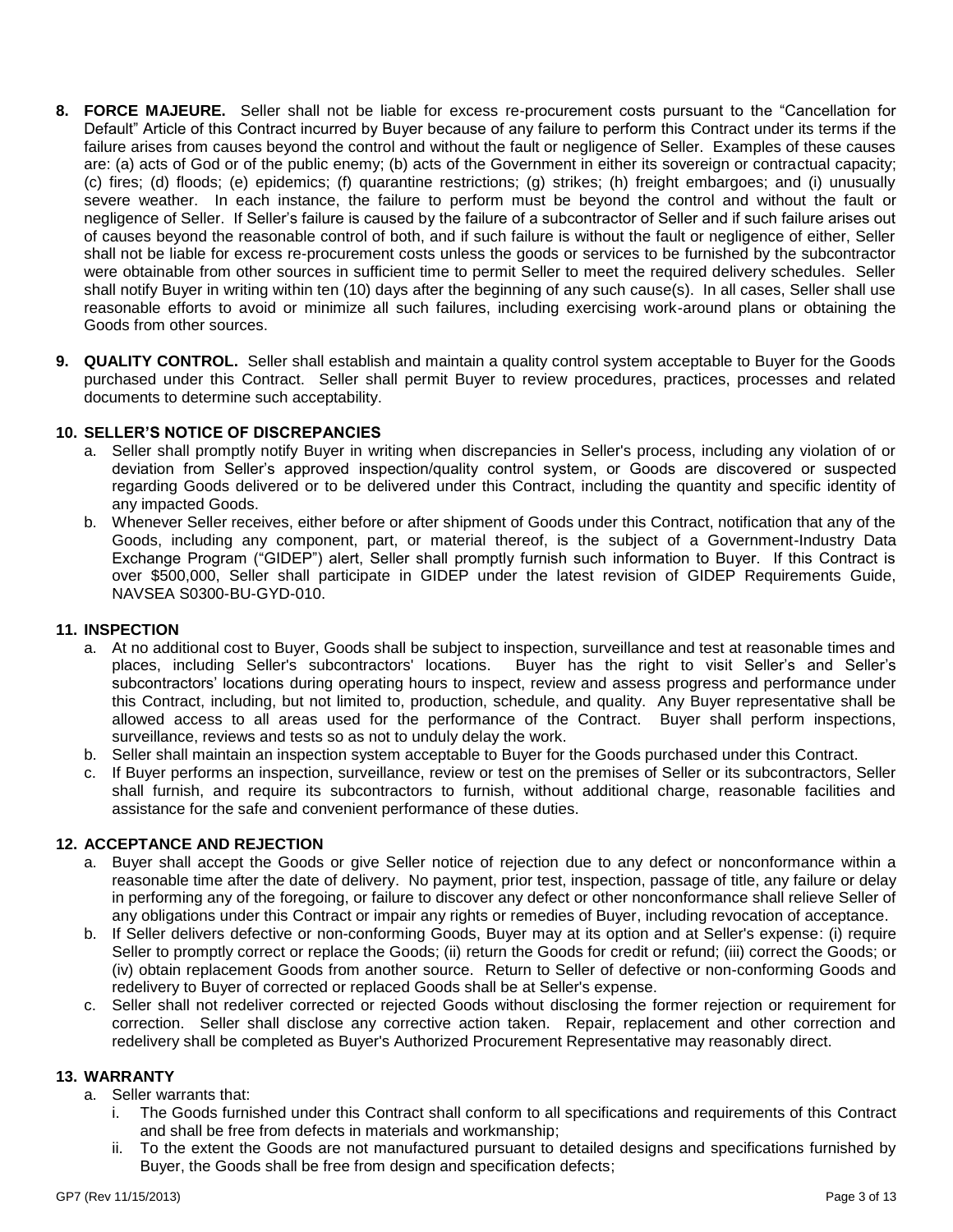**8. FORCE MAJEURE.** Seller shall not be liable for excess re-procurement costs pursuant to the "Cancellation for Default" Article of this Contract incurred by Buyer because of any failure to perform this Contract under its terms if the failure arises from causes beyond the control and without the fault or negligence of Seller. Examples of these causes are: (a) acts of God or of the public enemy; (b) acts of the Government in either its sovereign or contractual capacity; (c) fires; (d) floods; (e) epidemics; (f) quarantine restrictions; (g) strikes; (h) freight embargoes; and (i) unusually severe weather. In each instance, the failure to perform must be beyond the control and without the fault or negligence of Seller. If Seller's failure is caused by the failure of a subcontractor of Seller and if such failure arises out of causes beyond the reasonable control of both, and if such failure is without the fault or negligence of either, Seller shall not be liable for excess re-procurement costs unless the goods or services to be furnished by the subcontractor were obtainable from other sources in sufficient time to permit Seller to meet the required delivery schedules. Seller shall notify Buyer in writing within ten (10) days after the beginning of any such cause(s). In all cases, Seller shall use reasonable efforts to avoid or minimize all such failures, including exercising work-around plans or obtaining the Goods from other sources.

**9. QUALITY CONTROL.** Seller shall establish and maintain a quality control system acceptable to Buyer for the Goods purchased under this Contract. Seller shall permit Buyer to review procedures, practices, processes and related documents to determine such acceptability.

**10. SELLER'S NOTICE OF DISCREPANCIES**

a. Seller shall promptly notify Buyer in writing when discrepancies in Seller's process, including any violation of or deviation from Seller's approved inspection/quality control system, or Goods are discovered or suspected regarding Goods delivered or to be delivered under this Contract, including the quantity and specific identity of any impacted Goods.

b. Whenever Seller receives, either before or after shipment of Goods under this Contract, notification that any of the Goods, including any component, part, or material thereof, is the subject of a Government-Industry Data Exchange Program ("GIDEP") alert, Seller shall promptly furnish such information to Buyer. If this Contract is over $500,000, Seller shall participate in GIDEP under the latest revision of GIDEP Requirements Guide, NAVSEA S0300-BU-GYD-010.

**11. INSPECTION**

a. At no additional cost to Buyer, Goods shall be subject to inspection, surveillance and test at reasonable times and places, including Seller's subcontractors' locations. Buyer has the right to visit Seller's and Seller's subcontractors' locations during operating hours to inspect, review and assess progress and performance under this Contract, including, but not limited to, production, schedule, and quality. Any Buyer representative shall be allowed access to all areas used for the performance of the Contract. Buyer shall perform inspections, surveillance, reviews and tests so as not to unduly delay the work.

b. Seller shall maintain an inspection system acceptable to Buyer for the Goods purchased under this Contract.

c. If Buyer performs an inspection, surveillance, review or test on the premises of Seller or its subcontractors, Seller shall furnish, and require its subcontractors to furnish, without additional charge, reasonable facilities and assistance for the safe and convenient performance of these duties.

**12. ACCEPTANCE AND REJECTION**

a. Buyer shall accept the Goods or give Seller notice of rejection due to any defect or nonconformance within a reasonable time after the date of delivery. No payment, prior test, inspection, passage of title, any failure or delay in performing any of the foregoing, or failure to discover any defect or other nonconformance shall relieve Seller of any obligations under this Contract or impair any rights or remedies of Buyer, including revocation of acceptance.

b. If Seller delivers defective or non-conforming Goods, Buyer may at its option and at Seller's expense: (i) require Seller to promptly correct or replace the Goods; (ii) return the Goods for credit or refund; (iii) correct the Goods; or (iv) obtain replacement Goods from another source. Return to Seller of defective or non-conforming Goods and redelivery to Buyer of corrected or replaced Goods shall be at Seller's expense.

c. Seller shall not redeliver corrected or rejected Goods without disclosing the former rejection or requirement for correction. Seller shall disclose any corrective action taken. Repair, replacement and other correction and redelivery shall be completed as Buyer's Authorized Procurement Representative may reasonably direct.

**13. WARRANTY**

a. Seller warrants that:

   i. The Goods furnished under this Contract shall conform to all specifications and requirements of this Contract and shall be free from defects in materials and workmanship;

   ii. To the extent the Goods are not manufactured pursuant to detailed designs and specifications furnished by Buyer, the Goods shall be free from design and specification defects;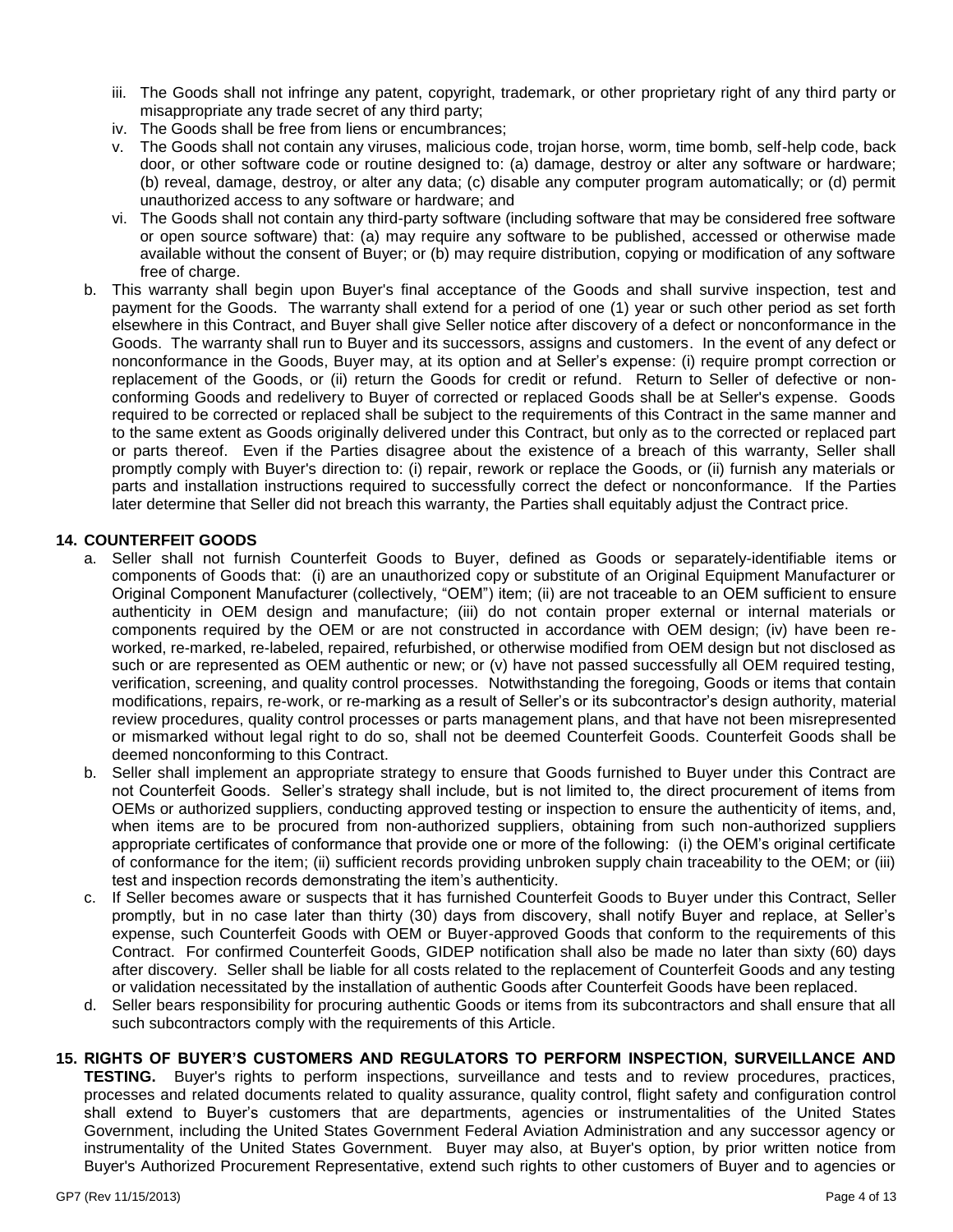iii. The Goods shall not infringe any patent, copyright, trademark, or other proprietary right of any third party or misappropriate any trade secret of any third party;

iv. The Goods shall be free from liens or encumbrances;

v. The Goods shall not contain any viruses, malicious code, trojan horse, worm, time bomb, self-help code, back door, or other software code or routine designed to: (a) damage, destroy or alter any software or hardware; (b) reveal, damage, destroy, or alter any data; (c) disable any computer program automatically; or (d) permit unauthorized access to any software or hardware; and

vi. The Goods shall not contain any third-party software (including software that may be considered free software or open source software) that: (a) may require any software to be published, accessed or otherwise made available without the consent of Buyer; or (b) may require distribution, copying or modification of any software free of charge.

b. This warranty shall begin upon Buyer's final acceptance of the Goods and shall survive inspection, test and payment for the Goods. The warranty shall extend for a period of one (1) year or such other period as set forth elsewhere in this Contract, and Buyer shall give Seller notice after discovery of a defect or nonconformance in the Goods. The warranty shall run to Buyer and its successors, assigns and customers. In the event of any defect or nonconformance in the Goods, Buyer may, at its option and at Seller's expense: (i) require prompt correction or replacement of the Goods, or (ii) return the Goods for credit or refund. Return to Seller of defective or non-conforming Goods and redelivery to Buyer of corrected or replaced Goods shall be at Seller's expense. Goods required to be corrected or replaced shall be subject to the requirements of this Contract in the same manner and to the same extent as Goods originally delivered under this Contract, but only as to the corrected or replaced part or parts thereof. Even if the Parties disagree about the existence of a breach of this warranty, Seller shall promptly comply with Buyer's direction to: (i) repair, rework or replace the Goods, or (ii) furnish any materials or parts and installation instructions required to successfully correct the defect or nonconformance. If the Parties later determine that Seller did not breach this warranty, the Parties shall equitably adjust the Contract price.

**14. COUNTERFEIT GOODS**

a. Seller shall not furnish Counterfeit Goods to Buyer, defined as Goods or separately-identifiable items or components of Goods that: (i) are an unauthorized copy or substitute of an Original Equipment Manufacturer or Original Component Manufacturer (collectively, "OEM") item; (ii) are not traceable to an OEM sufficient to ensure authenticity in OEM design and manufacture; (iii) do not contain proper external or internal materials or components required by the OEM or are not constructed in accordance with OEM design; (iv) have been re-worked, re-marked, re-labeled, repaired, refurbished, or otherwise modified from OEM design but not disclosed as such or are represented as OEM authentic or new; or (v) have not passed successfully all OEM required testing, verification, screening, and quality control processes. Notwithstanding the foregoing, Goods or items that contain modifications, repairs, re-work, or re-marking as a result of Seller's or its subcontractor's design authority, material review procedures, quality control processes or parts management plans, and that have not been misrepresented or mismarked without legal right to do so, shall not be deemed Counterfeit Goods. Counterfeit Goods shall be deemed nonconforming to this Contract.

b. Seller shall implement an appropriate strategy to ensure that Goods furnished to Buyer under this Contract are not Counterfeit Goods. Seller's strategy shall include, but is not limited to, the direct procurement of items from OEMs or authorized suppliers, conducting approved testing or inspection to ensure the authenticity of items, and, when items are to be procured from non-authorized suppliers, obtaining from such non-authorized suppliers appropriate certificates of conformance that provide one or more of the following: (i) the OEM's original certificate of conformance for the item; (ii) sufficient records providing unbroken supply chain traceability to the OEM; or (iii) test and inspection records demonstrating the item's authenticity.

c. If Seller becomes aware or suspects that it has furnished Counterfeit Goods to Buyer under this Contract, Seller promptly, but in no case later than thirty (30) days from discovery, shall notify Buyer and replace, at Seller's expense, such Counterfeit Goods with OEM or Buyer-approved Goods that conform to the requirements of this Contract. For confirmed Counterfeit Goods, GIDEP notification shall also be made no later than sixty (60) days after discovery. Seller shall be liable for all costs related to the replacement of Counterfeit Goods and any testing or validation necessitated by the installation of authentic Goods after Counterfeit Goods have been replaced.

d. Seller bears responsibility for procuring authentic Goods or items from its subcontractors and shall ensure that all such subcontractors comply with the requirements of this Article.

**15. RIGHTS OF BUYER'S CUSTOMERS AND REGULATORS TO PERFORM INSPECTION, SURVEILLANCE AND TESTING.** Buyer's rights to perform inspections, surveillance and tests and to review procedures, practices, processes and related documents related to quality assurance, quality control, flight safety and configuration control shall extend to Buyer's customers that are departments, agencies or instrumentalities of the United States Government, including the United States Government Federal Aviation Administration and any successor agency or instrumentality of the United States Government. Buyer may also, at Buyer's option, by prior written notice from Buyer's Authorized Procurement Representative, extend such rights to other customers of Buyer and to agencies or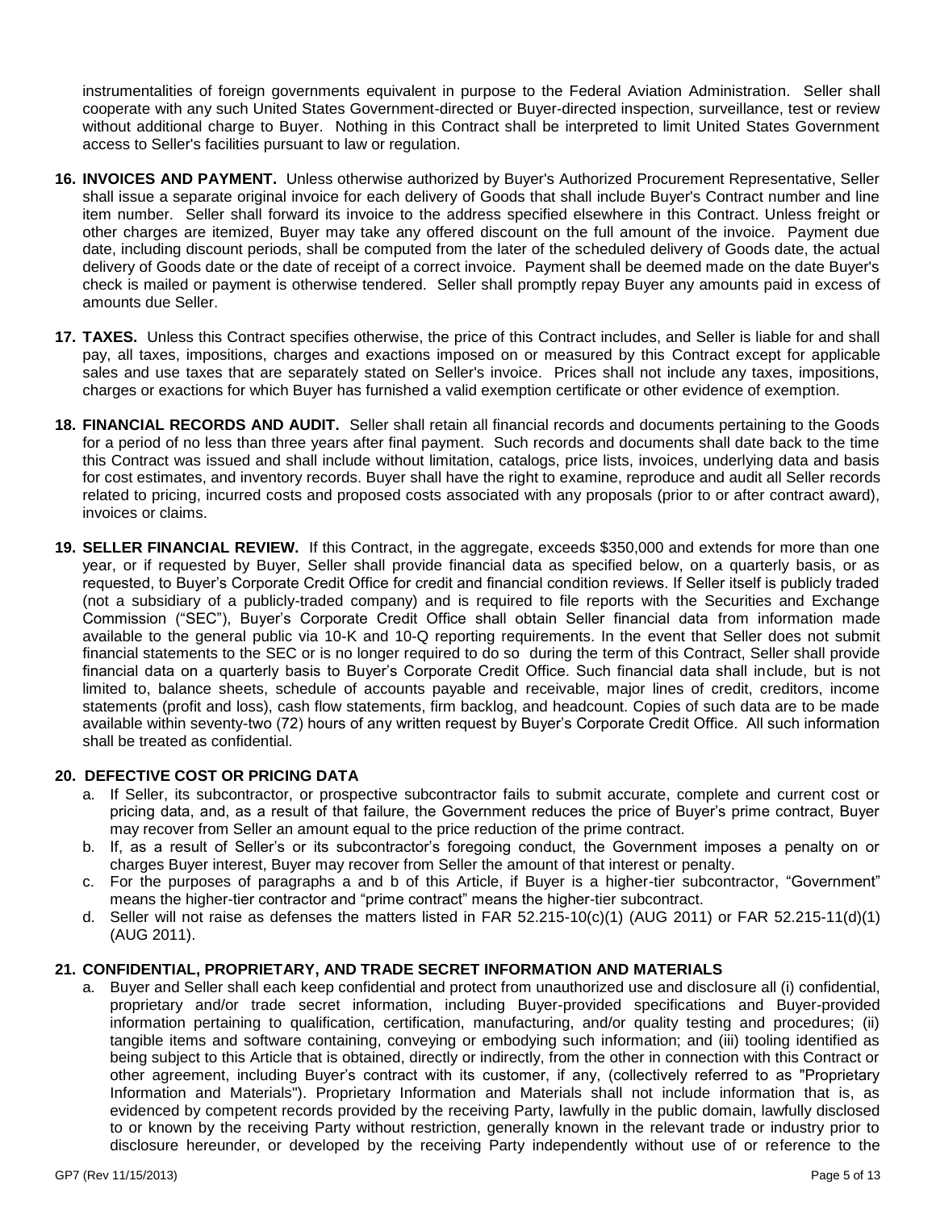instrumentalities of foreign governments equivalent in purpose to the Federal Aviation Administration. Seller shall cooperate with any such United States Government-directed or Buyer-directed inspection, surveillance, test or review without additional charge to Buyer. Nothing in this Contract shall be interpreted to limit United States Government access to Seller's facilities pursuant to law or regulation.

**16. INVOICES AND PAYMENT.** Unless otherwise authorized by Buyer's Authorized Procurement Representative, Seller shall issue a separate original invoice for each delivery of Goods that shall include Buyer's Contract number and line item number. Seller shall forward its invoice to the address specified elsewhere in this Contract. Unless freight or other charges are itemized, Buyer may take any offered discount on the full amount of the invoice. Payment due date, including discount periods, shall be computed from the later of the scheduled delivery of Goods date, the actual delivery of Goods date or the date of receipt of a correct invoice. Payment shall be deemed made on the date Buyer's check is mailed or payment is otherwise tendered. Seller shall promptly repay Buyer any amounts paid in excess of amounts due Seller.

**17. TAXES.** Unless this Contract specifies otherwise, the price of this Contract includes, and Seller is liable for and shall pay, all taxes, impositions, charges and exactions imposed on or measured by this Contract except for applicable sales and use taxes that are separately stated on Seller's invoice. Prices shall not include any taxes, impositions, charges or exactions for which Buyer has furnished a valid exemption certificate or other evidence of exemption.

**18. FINANCIAL RECORDS AND AUDIT.** Seller shall retain all financial records and documents pertaining to the Goods for a period of no less than three years after final payment. Such records and documents shall date back to the time this Contract was issued and shall include without limitation, catalogs, price lists, invoices, underlying data and basis for cost estimates, and inventory records. Buyer shall have the right to examine, reproduce and audit all Seller records related to pricing, incurred costs and proposed costs associated with any proposals (prior to or after contract award), invoices or claims.

**19. SELLER FINANCIAL REVIEW.** If this Contract, in the aggregate, exceeds $350,000 and extends for more than one year, or if requested by Buyer, Seller shall provide financial data as specified below, on a quarterly basis, or as requested, to Buyer's Corporate Credit Office for credit and financial condition reviews. If Seller itself is publicly traded (not a subsidiary of a publicly-traded company) and is required to file reports with the Securities and Exchange Commission ("SEC"), Buyer's Corporate Credit Office shall obtain Seller financial data from information made available to the general public via 10-K and 10-Q reporting requirements. In the event that Seller does not submit financial statements to the SEC or is no longer required to do so during the term of this Contract, Seller shall provide financial data on a quarterly basis to Buyer's Corporate Credit Office. Such financial data shall include, but is not limited to, balance sheets, schedule of accounts payable and receivable, major lines of credit, creditors, income statements (profit and loss), cash flow statements, firm backlog, and headcount. Copies of such data are to be made available within seventy-two (72) hours of any written request by Buyer's Corporate Credit Office. All such information shall be treated as confidential.

**20. DEFECTIVE COST OR PRICING DATA**

a. If Seller, its subcontractor, or prospective subcontractor fails to submit accurate, complete and current cost or pricing data, and, as a result of that failure, the Government reduces the price of Buyer's prime contract, Buyer may recover from Seller an amount equal to the price reduction of the prime contract.

b. If, as a result of Seller's or its subcontractor's foregoing conduct, the Government imposes a penalty on or charges Buyer interest, Buyer may recover from Seller the amount of that interest or penalty.

c. For the purposes of paragraphs a and b of this Article, if Buyer is a higher-tier subcontractor, "Government" means the higher-tier contractor and "prime contract" means the higher-tier subcontract.

d. Seller will not raise as defenses the matters listed in FAR 52.215-10(c)(1) (AUG 2011) or FAR 52.215-11(d)(1) (AUG 2011).

**21. CONFIDENTIAL, PROPRIETARY, AND TRADE SECRET INFORMATION AND MATERIALS**

a. Buyer and Seller shall each keep confidential and protect from unauthorized use and disclosure all (i) confidential, proprietary and/or trade secret information, including Buyer-provided specifications and Buyer-provided information pertaining to qualification, certification, manufacturing, and/or quality testing and procedures; (ii) tangible items and software containing, conveying or embodying such information; and (iii) tooling identified as being subject to this Article that is obtained, directly or indirectly, from the other in connection with this Contract or other agreement, including Buyer's contract with its customer, if any, (collectively referred to as "Proprietary Information and Materials"). Proprietary Information and Materials shall not include information that is, as evidenced by competent records provided by the receiving Party, lawfully in the public domain, lawfully disclosed to or known by the receiving Party without restriction, generally known in the relevant trade or industry prior to disclosure hereunder, or developed by the receiving Party independently without use of or reference to the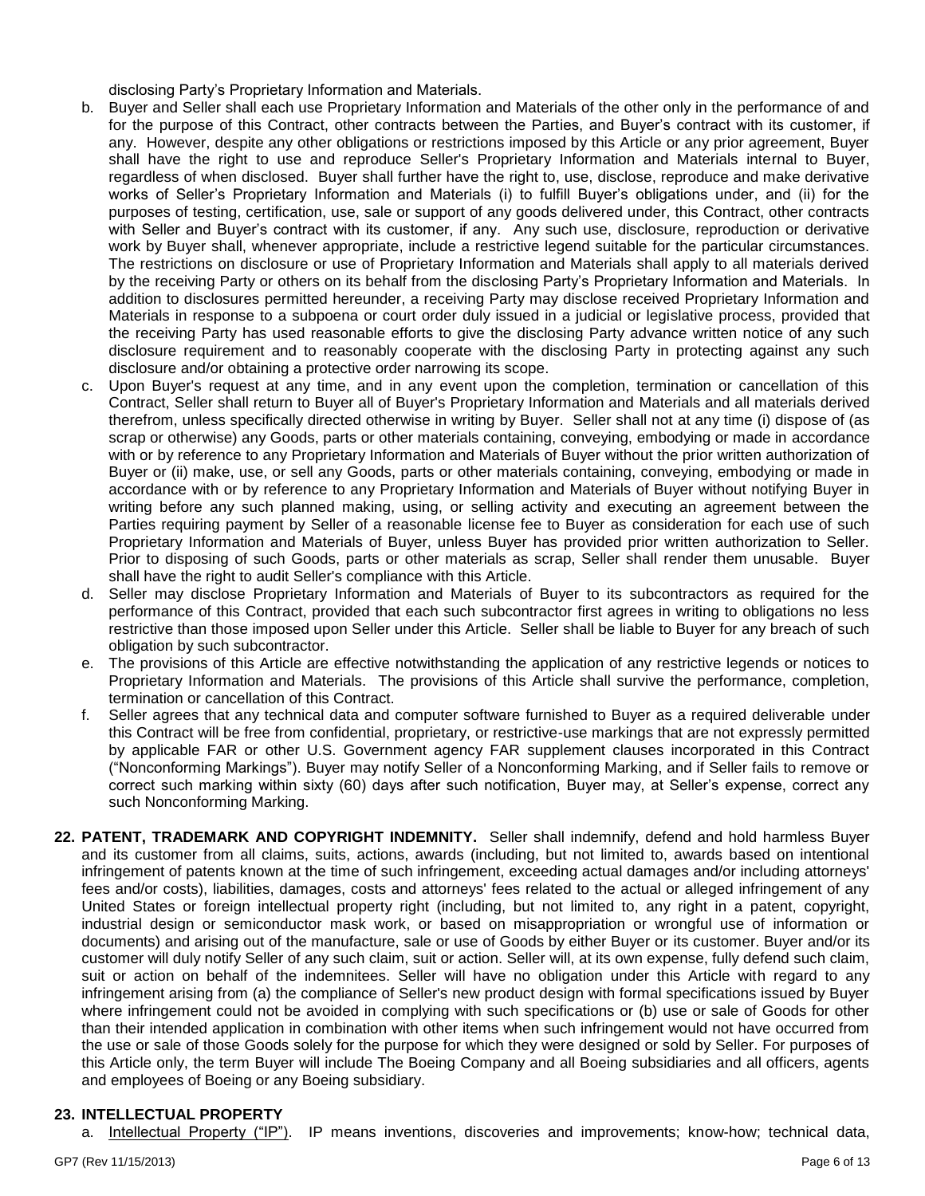disclosing Party's Proprietary Information and Materials.

b. Buyer and Seller shall each use Proprietary Information and Materials of the other only in the performance of and for the purpose of this Contract, other contracts between the Parties, and Buyer's contract with its customer, if any. However, despite any other obligations or restrictions imposed by this Article or any prior agreement, Buyer shall have the right to use and reproduce Seller's Proprietary Information and Materials internal to Buyer, regardless of when disclosed. Buyer shall further have the right to, use, disclose, reproduce and make derivative works of Seller's Proprietary Information and Materials (i) to fulfill Buyer's obligations under, and (ii) for the purposes of testing, certification, use, sale or support of any goods delivered under, this Contract, other contracts with Seller and Buyer's contract with its customer, if any. Any such use, disclosure, reproduction or derivative work by Buyer shall, whenever appropriate, include a restrictive legend suitable for the particular circumstances. The restrictions on disclosure or use of Proprietary Information and Materials shall apply to all materials derived by the receiving Party or others on its behalf from the disclosing Party's Proprietary Information and Materials. In addition to disclosures permitted hereunder, a receiving Party may disclose received Proprietary Information and Materials in response to a subpoena or court order duly issued in a judicial or legislative process, provided that the receiving Party has used reasonable efforts to give the disclosing Party advance written notice of any such disclosure requirement and to reasonably cooperate with the disclosing Party in protecting against any such disclosure and/or obtaining a protective order narrowing its scope.

c. Upon Buyer's request at any time, and in any event upon the completion, termination or cancellation of this Contract, Seller shall return to Buyer all of Buyer's Proprietary Information and Materials and all materials derived therefrom, unless specifically directed otherwise in writing by Buyer. Seller shall not at any time (i) dispose of (as scrap or otherwise) any Goods, parts or other materials containing, conveying, embodying or made in accordance with or by reference to any Proprietary Information and Materials of Buyer without the prior written authorization of Buyer or (ii) make, use, or sell any Goods, parts or other materials containing, conveying, embodying or made in accordance with or by reference to any Proprietary Information and Materials of Buyer without notifying Buyer in writing before any such planned making, using, or selling activity and executing an agreement between the Parties requiring payment by Seller of a reasonable license fee to Buyer as consideration for each use of such Proprietary Information and Materials of Buyer, unless Buyer has provided prior written authorization to Seller. Prior to disposing of such Goods, parts or other materials as scrap, Seller shall render them unusable. Buyer shall have the right to audit Seller's compliance with this Article.

d. Seller may disclose Proprietary Information and Materials of Buyer to its subcontractors as required for the performance of this Contract, provided that each such subcontractor first agrees in writing to obligations no less restrictive than those imposed upon Seller under this Article. Seller shall be liable to Buyer for any breach of such obligation by such subcontractor.

e. The provisions of this Article are effective notwithstanding the application of any restrictive legends or notices to Proprietary Information and Materials. The provisions of this Article shall survive the performance, completion, termination or cancellation of this Contract.

f. Seller agrees that any technical data and computer software furnished to Buyer as a required deliverable under this Contract will be free from confidential, proprietary, or restrictive-use markings that are not expressly permitted by applicable FAR or other U.S. Government agency FAR supplement clauses incorporated in this Contract ("Nonconforming Markings"). Buyer may notify Seller of a Nonconforming Marking, and if Seller fails to remove or correct such marking within sixty (60) days after such notification, Buyer may, at Seller's expense, correct any such Nonconforming Marking.

**22. PATENT, TRADEMARK AND COPYRIGHT INDEMNITY.** Seller shall indemnify, defend and hold harmless Buyer and its customer from all claims, suits, actions, awards (including, but not limited to, awards based on intentional infringement of patents known at the time of such infringement, exceeding actual damages and/or including attorneys' fees and/or costs), liabilities, damages, costs and attorneys' fees related to the actual or alleged infringement of any United States or foreign intellectual property right (including, but not limited to, any right in a patent, copyright, industrial design or semiconductor mask work, or based on misappropriation or wrongful use of information or documents) and arising out of the manufacture, sale or use of Goods by either Buyer or its customer. Buyer and/or its customer will duly notify Seller of any such claim, suit or action. Seller will, at its own expense, fully defend such claim, suit or action on behalf of the indemnitees. Seller will have no obligation under this Article with regard to any infringement arising from (a) the compliance of Seller's new product design with formal specifications issued by Buyer where infringement could not be avoided in complying with such specifications or (b) use or sale of Goods for other than their intended application in combination with other items when such infringement would not have occurred from the use or sale of those Goods solely for the purpose for which they were designed or sold by Seller. For purposes of this Article only, the term Buyer will include The Boeing Company and all Boeing subsidiaries and all officers, agents and employees of Boeing or any Boeing subsidiary.

**23. INTELLECTUAL PROPERTY**

a. Intellectual Property ("IP"). IP means inventions, discoveries and improvements; know-how; technical data,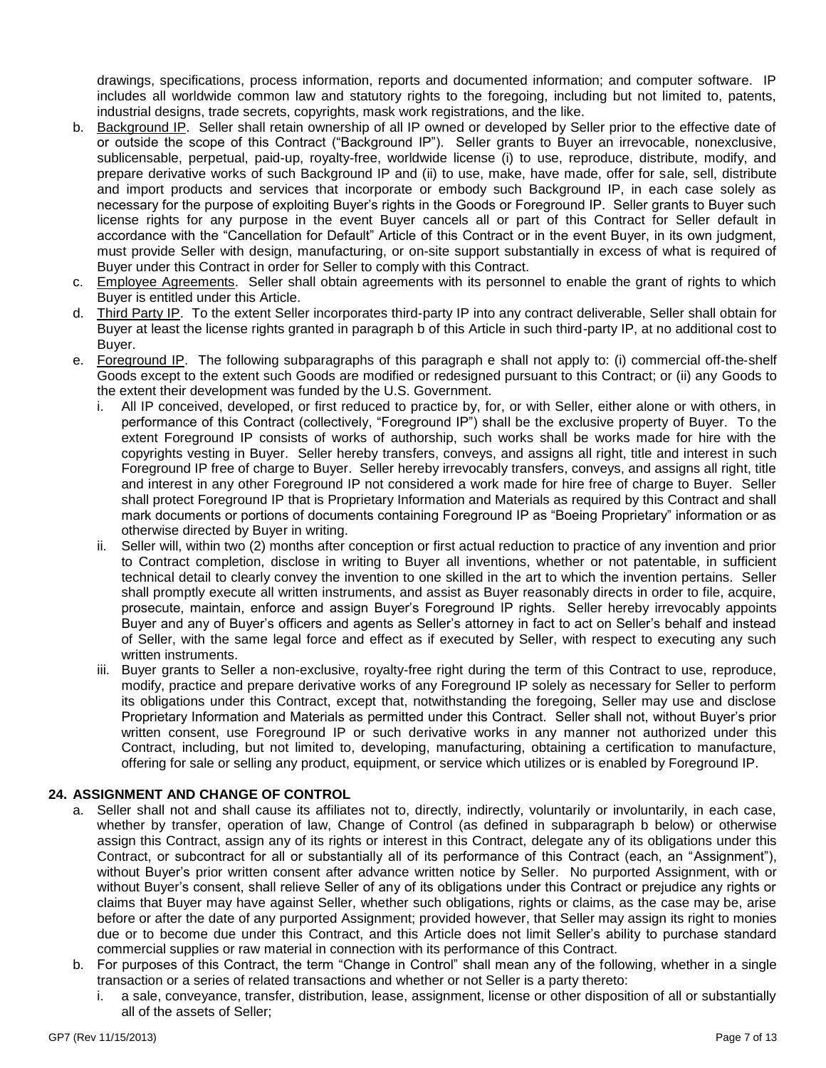drawings, specifications, process information, reports and documented information; and computer software. IP includes all worldwide common law and statutory rights to the foregoing, including but not limited to, patents, industrial designs, trade secrets, copyrights, mask work registrations, and the like.

b. Background IP. Seller shall retain ownership of all IP owned or developed by Seller prior to the effective date of or outside the scope of this Contract ("Background IP"). Seller grants to Buyer an irrevocable, nonexclusive, sublicensable, perpetual, paid-up, royalty-free, worldwide license (i) to use, reproduce, distribute, modify, and prepare derivative works of such Background IP and (ii) to use, make, have made, offer for sale, sell, distribute and import products and services that incorporate or embody such Background IP, in each case solely as necessary for the purpose of exploiting Buyer's rights in the Goods or Foreground IP. Seller grants to Buyer such license rights for any purpose in the event Buyer cancels all or part of this Contract for Seller default in accordance with the "Cancellation for Default" Article of this Contract or in the event Buyer, in its own judgment, must provide Seller with design, manufacturing, or on-site support substantially in excess of what is required of Buyer under this Contract in order for Seller to comply with this Contract.

c. Employee Agreements. Seller shall obtain agreements with its personnel to enable the grant of rights to which Buyer is entitled under this Article.

d. Third Party IP. To the extent Seller incorporates third-party IP into any contract deliverable, Seller shall obtain for Buyer at least the license rights granted in paragraph b of this Article in such third-party IP, at no additional cost to Buyer.

e. Foreground IP. The following subparagraphs of this paragraph e shall not apply to: (i) commercial off-the-shelf Goods except to the extent such Goods are modified or redesigned pursuant to this Contract; or (ii) any Goods to the extent their development was funded by the U.S. Government.

   i. All IP conceived, developed, or first reduced to practice by, for, or with Seller, either alone or with others, in performance of this Contract (collectively, "Foreground IP") shall be the exclusive property of Buyer. To the extent Foreground IP consists of works of authorship, such works shall be works made for hire with the copyrights vesting in Buyer. Seller hereby transfers, conveys, and assigns all right, title and interest in such Foreground IP free of charge to Buyer. Seller hereby irrevocably transfers, conveys, and assigns all right, title and interest in any other Foreground IP not considered a work made for hire free of charge to Buyer. Seller shall protect Foreground IP that is Proprietary Information and Materials as required by this Contract and shall mark documents or portions of documents containing Foreground IP as "Boeing Proprietary" information or as otherwise directed by Buyer in writing.

   ii. Seller will, within two (2) months after conception or first actual reduction to practice of any invention and prior to Contract completion, disclose in writing to Buyer all inventions, whether or not patentable, in sufficient technical detail to clearly convey the invention to one skilled in the art to which the invention pertains. Seller shall promptly execute all written instruments, and assist as Buyer reasonably directs in order to file, acquire, prosecute, maintain, enforce and assign Buyer's Foreground IP rights. Seller hereby irrevocably appoints Buyer and any of Buyer's officers and agents as Seller's attorney in fact to act on Seller's behalf and instead of Seller, with the same legal force and effect as if executed by Seller, with respect to executing any such written instruments.

   iii. Buyer grants to Seller a non-exclusive, royalty-free right during the term of this Contract to use, reproduce, modify, practice and prepare derivative works of any Foreground IP solely as necessary for Seller to perform its obligations under this Contract, except that, notwithstanding the foregoing, Seller may use and disclose Proprietary Information and Materials as permitted under this Contract. Seller shall not, without Buyer's prior written consent, use Foreground IP or such derivative works in any manner not authorized under this Contract, including, but not limited to, developing, manufacturing, obtaining a certification to manufacture, offering for sale or selling any product, equipment, or service which utilizes or is enabled by Foreground IP.

## 24. ASSIGNMENT AND CHANGE OF CONTROL

a. Seller shall not and shall cause its affiliates not to, directly, indirectly, voluntarily or involuntarily, in each case, whether by transfer, operation of law, Change of Control (as defined in subparagraph b below) or otherwise assign this Contract, assign any of its rights or interest in this Contract, delegate any of its obligations under this Contract, or subcontract for all or substantially all of its performance of this Contract (each, an "Assignment"), without Buyer's prior written consent after advance written notice by Seller. No purported Assignment, with or without Buyer's consent, shall relieve Seller of any of its obligations under this Contract or prejudice any rights or claims that Buyer may have against Seller, whether such obligations, rights or claims, as the case may be, arise before or after the date of any purported Assignment; provided however, that Seller may assign its right to monies due or to become due under this Contract, and this Article does not limit Seller's ability to purchase standard commercial supplies or raw material in connection with its performance of this Contract.

b. For purposes of this Contract, the term "Change in Control" shall mean any of the following, whether in a single transaction or a series of related transactions and whether or not Seller is a party thereto:

   i. a sale, conveyance, transfer, distribution, lease, assignment, license or other disposition of all or substantially all of the assets of Seller;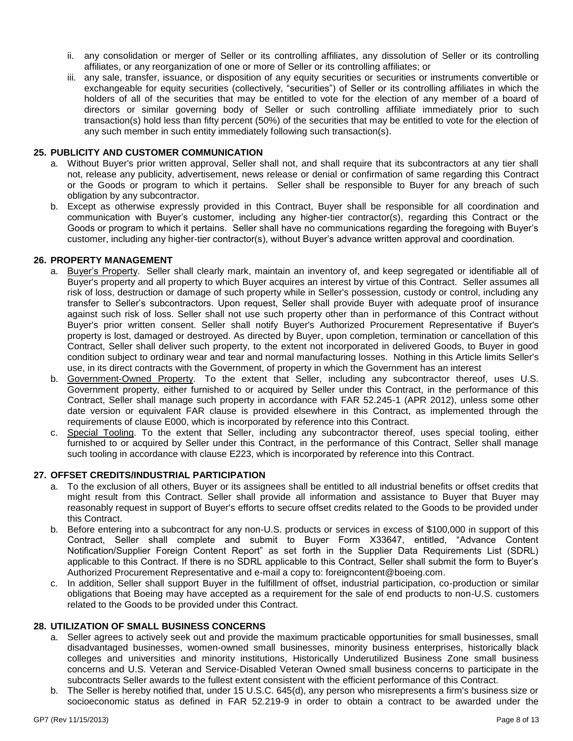ii. any consolidation or merger of Seller or its controlling affiliates, any dissolution of Seller or its controlling affiliates, or any reorganization of one or more of Seller or its controlling affiliates; or

iii. any sale, transfer, issuance, or disposition of any equity securities or securities or instruments convertible or exchangeable for equity securities (collectively, "securities") of Seller or its controlling affiliates in which the holders of all of the securities that may be entitled to vote for the election of any member of a board of directors or similar governing body of Seller or such controlling affiliate immediately prior to such transaction(s) hold less than fifty percent (50%) of the securities that may be entitled to vote for the election of any such member in such entity immediately following such transaction(s).

## 25. PUBLICITY AND CUSTOMER COMMUNICATION

a. Without Buyer's prior written approval, Seller shall not, and shall require that its subcontractors at any tier shall not, release any publicity, advertisement, news release or denial or confirmation of same regarding this Contract or the Goods or program to which it pertains. Seller shall be responsible to Buyer for any breach of such obligation by any subcontractor.

b. Except as otherwise expressly provided in this Contract, Buyer shall be responsible for all coordination and communication with Buyer's customer, including any higher-tier contractor(s), regarding this Contract or the Goods or program to which it pertains. Seller shall have no communications regarding the foregoing with Buyer's customer, including any higher-tier contractor(s), without Buyer's advance written approval and coordination.

## 26. PROPERTY MANAGEMENT

a. Buyer's Property. Seller shall clearly mark, maintain an inventory of, and keep segregated or identifiable all of Buyer's property and all property to which Buyer acquires an interest by virtue of this Contract. Seller assumes all risk of loss, destruction or damage of such property while in Seller's possession, custody or control, including any transfer to Seller's subcontractors. Upon request, Seller shall provide Buyer with adequate proof of insurance against such risk of loss. Seller shall not use such property other than in performance of this Contract without Buyer's prior written consent. Seller shall notify Buyer's Authorized Procurement Representative if Buyer's property is lost, damaged or destroyed. As directed by Buyer, upon completion, termination or cancellation of this Contract, Seller shall deliver such property, to the extent not incorporated in delivered Goods, to Buyer in good condition subject to ordinary wear and tear and normal manufacturing losses. Nothing in this Article limits Seller's use, in its direct contracts with the Government, of property in which the Government has an interest

b. Government-Owned Property. To the extent that Seller, including any subcontractor thereof, uses U.S. Government property, either furnished to or acquired by Seller under this Contract, in the performance of this Contract, Seller shall manage such property in accordance with FAR 52.245-1 (APR 2012), unless some other date version or equivalent FAR clause is provided elsewhere in this Contract, as implemented through the requirements of clause E000, which is incorporated by reference into this Contract.

c. Special Tooling. To the extent that Seller, including any subcontractor thereof, uses special tooling, either furnished to or acquired by Seller under this Contract, in the performance of this Contract, Seller shall manage such tooling in accordance with clause E223, which is incorporated by reference into this Contract.

## 27. OFFSET CREDITS/INDUSTRIAL PARTICIPATION

a. To the exclusion of all others, Buyer or its assignees shall be entitled to all industrial benefits or offset credits that might result from this Contract. Seller shall provide all information and assistance to Buyer that Buyer may reasonably request in support of Buyer's efforts to secure offset credits related to the Goods to be provided under this Contract.

b. Before entering into a subcontract for any non-U.S. products or services in excess of $100,000 in support of this Contract, Seller shall complete and submit to Buyer Form X33647, entitled, "Advance Content Notification/Supplier Foreign Content Report" as set forth in the Supplier Data Requirements List (SDRL) applicable to this Contract. If there is no SDRL applicable to this Contract, Seller shall submit the form to Buyer's Authorized Procurement Representative and e-mail a copy to: foreigncontent@boeing.com.

c. In addition, Seller shall support Buyer in the fulfillment of offset, industrial participation, co-production or similar obligations that Boeing may have accepted as a requirement for the sale of end products to non-U.S. customers related to the Goods to be provided under this Contract.

## 28. UTILIZATION OF SMALL BUSINESS CONCERNS

a. Seller agrees to actively seek out and provide the maximum practicable opportunities for small businesses, small disadvantaged businesses, women-owned small businesses, minority business enterprises, historically black colleges and universities and minority institutions, Historically Underutilized Business Zone small business concerns and U.S. Veteran and Service-Disabled Veteran Owned small business concerns to participate in the subcontracts Seller awards to the fullest extent consistent with the efficient performance of this Contract.

b. The Seller is hereby notified that, under 15 U.S.C. 645(d), any person who misrepresents a firm's business size or socioeconomic status as defined in FAR 52.219-9 in order to obtain a contract to be awarded under the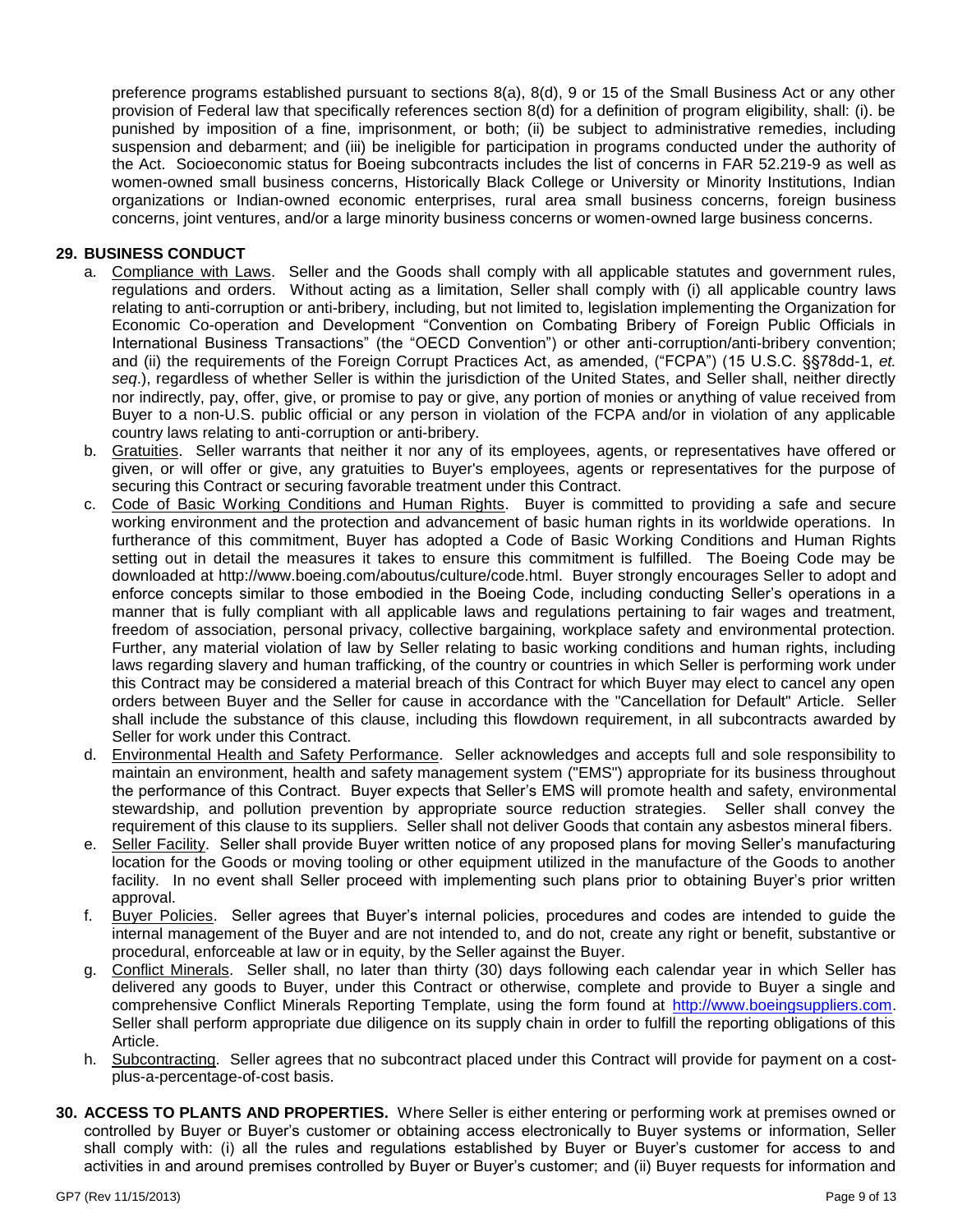preference programs established pursuant to sections 8(a), 8(d), 9 or 15 of the Small Business Act or any other provision of Federal law that specifically references section 8(d) for a definition of program eligibility, shall: (i). be punished by imposition of a fine, imprisonment, or both; (ii) be subject to administrative remedies, including suspension and debarment; and (iii) be ineligible for participation in programs conducted under the authority of the Act. Socioeconomic status for Boeing subcontracts includes the list of concerns in FAR 52.219-9 as well as women-owned small business concerns, Historically Black College or University or Minority Institutions, Indian organizations or Indian-owned economic enterprises, rural area small business concerns, foreign business concerns, joint ventures, and/or a large minority business concerns or women-owned large business concerns.

**29. BUSINESS CONDUCT**

a. Compliance with Laws. Seller and the Goods shall comply with all applicable statutes and government rules, regulations and orders. Without acting as a limitation, Seller shall comply with (i) all applicable country laws relating to anti-corruption or anti-bribery, including, but not limited to, legislation implementing the Organization for Economic Co-operation and Development "Convention on Combating Bribery of Foreign Public Officials in International Business Transactions" (the "OECD Convention") or other anti-corruption/anti-bribery convention; and (ii) the requirements of the Foreign Corrupt Practices Act, as amended, ("FCPA") (15 U.S.C. §§78dd-1, *et. seq*.), regardless of whether Seller is within the jurisdiction of the United States, and Seller shall, neither directly nor indirectly, pay, offer, give, or promise to pay or give, any portion of monies or anything of value received from Buyer to a non-U.S. public official or any person in violation of the FCPA and/or in violation of any applicable country laws relating to anti-corruption or anti-bribery.

b. Gratuities. Seller warrants that neither it nor any of its employees, agents, or representatives have offered or given, or will offer or give, any gratuities to Buyer's employees, agents or representatives for the purpose of securing this Contract or securing favorable treatment under this Contract.

c. Code of Basic Working Conditions and Human Rights. Buyer is committed to providing a safe and secure working environment and the protection and advancement of basic human rights in its worldwide operations. In furtherance of this commitment, Buyer has adopted a Code of Basic Working Conditions and Human Rights setting out in detail the measures it takes to ensure this commitment is fulfilled. The Boeing Code may be downloaded at http://www.boeing.com/aboutus/culture/code.html. Buyer strongly encourages Seller to adopt and enforce concepts similar to those embodied in the Boeing Code, including conducting Seller's operations in a manner that is fully compliant with all applicable laws and regulations pertaining to fair wages and treatment, freedom of association, personal privacy, collective bargaining, workplace safety and environmental protection. Further, any material violation of law by Seller relating to basic working conditions and human rights, including laws regarding slavery and human trafficking, of the country or countries in which Seller is performing work under this Contract may be considered a material breach of this Contract for which Buyer may elect to cancel any open orders between Buyer and the Seller for cause in accordance with the "Cancellation for Default" Article. Seller shall include the substance of this clause, including this flowdown requirement, in all subcontracts awarded by Seller for work under this Contract.

d. Environmental Health and Safety Performance. Seller acknowledges and accepts full and sole responsibility to maintain an environment, health and safety management system ("EMS") appropriate for its business throughout the performance of this Contract. Buyer expects that Seller's EMS will promote health and safety, environmental stewardship, and pollution prevention by appropriate source reduction strategies. Seller shall convey the requirement of this clause to its suppliers. Seller shall not deliver Goods that contain any asbestos mineral fibers.

e. Seller Facility. Seller shall provide Buyer written notice of any proposed plans for moving Seller's manufacturing location for the Goods or moving tooling or other equipment utilized in the manufacture of the Goods to another facility. In no event shall Seller proceed with implementing such plans prior to obtaining Buyer's prior written approval.

f. Buyer Policies. Seller agrees that Buyer's internal policies, procedures and codes are intended to guide the internal management of the Buyer and are not intended to, and do not, create any right or benefit, substantive or procedural, enforceable at law or in equity, by the Seller against the Buyer.

g. Conflict Minerals. Seller shall, no later than thirty (30) days following each calendar year in which Seller has delivered any goods to Buyer, under this Contract or otherwise, complete and provide to Buyer a single and comprehensive Conflict Minerals Reporting Template, using the form found at http://www.boeingsuppliers.com. Seller shall perform appropriate due diligence on its supply chain in order to fulfill the reporting obligations of this Article.

h. Subcontracting. Seller agrees that no subcontract placed under this Contract will provide for payment on a cost-plus-a-percentage-of-cost basis.

**30. ACCESS TO PLANTS AND PROPERTIES.** Where Seller is either entering or performing work at premises owned or controlled by Buyer or Buyer's customer or obtaining access electronically to Buyer systems or information, Seller shall comply with: (i) all the rules and regulations established by Buyer or Buyer's customer for access to and activities in and around premises controlled by Buyer or Buyer's customer; and (ii) Buyer requests for information and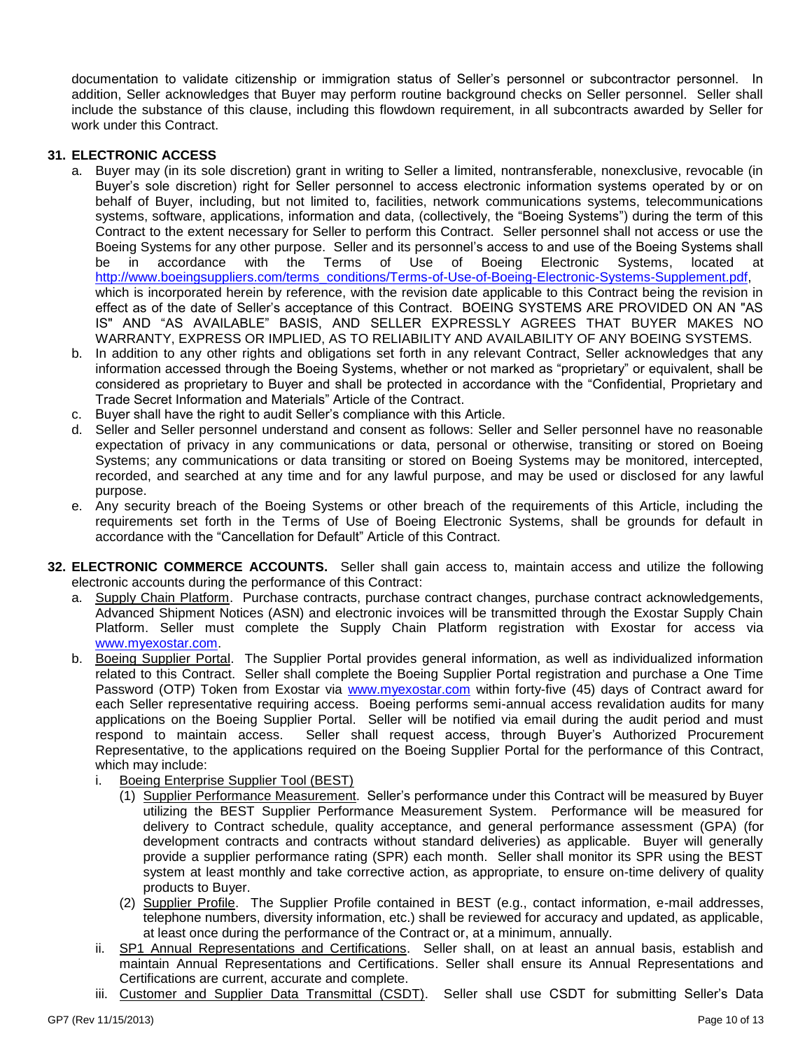documentation to validate citizenship or immigration status of Seller's personnel or subcontractor personnel. In addition, Seller acknowledges that Buyer may perform routine background checks on Seller personnel. Seller shall include the substance of this clause, including this flowdown requirement, in all subcontracts awarded by Seller for work under this Contract.

**31. ELECTRONIC ACCESS**

a. Buyer may (in its sole discretion) grant in writing to Seller a limited, nontransferable, nonexclusive, revocable (in Buyer's sole discretion) right for Seller personnel to access electronic information systems operated by or on behalf of Buyer, including, but not limited to, facilities, network communications systems, telecommunications systems, software, applications, information and data, (collectively, the "Boeing Systems") during the term of this Contract to the extent necessary for Seller to perform this Contract. Seller personnel shall not access or use the Boeing Systems for any other purpose. Seller and its personnel's access to and use of the Boeing Systems shall be in accordance with the Terms of Use of Boeing Electronic Systems, located at http://www.boeingsuppliers.com/terms_conditions/Terms-of-Use-of-Boeing-Electronic-Systems-Supplement.pdf, which is incorporated herein by reference, with the revision date applicable to this Contract being the revision in effect as of the date of Seller's acceptance of this Contract. BOEING SYSTEMS ARE PROVIDED ON AN "AS IS" AND "AS AVAILABLE" BASIS, AND SELLER EXPRESSLY AGREES THAT BUYER MAKES NO WARRANTY, EXPRESS OR IMPLIED, AS TO RELIABILITY AND AVAILABILITY OF ANY BOEING SYSTEMS.

b. In addition to any other rights and obligations set forth in any relevant Contract, Seller acknowledges that any information accessed through the Boeing Systems, whether or not marked as "proprietary" or equivalent, shall be considered as proprietary to Buyer and shall be protected in accordance with the "Confidential, Proprietary and Trade Secret Information and Materials" Article of the Contract.

c. Buyer shall have the right to audit Seller's compliance with this Article.

d. Seller and Seller personnel understand and consent as follows: Seller and Seller personnel have no reasonable expectation of privacy in any communications or data, personal or otherwise, transiting or stored on Boeing Systems; any communications or data transiting or stored on Boeing Systems may be monitored, intercepted, recorded, and searched at any time and for any lawful purpose, and may be used or disclosed for any lawful purpose.

e. Any security breach of the Boeing Systems or other breach of the requirements of this Article, including the requirements set forth in the Terms of Use of Boeing Electronic Systems, shall be grounds for default in accordance with the "Cancellation for Default" Article of this Contract.

**32. ELECTRONIC COMMERCE ACCOUNTS.** Seller shall gain access to, maintain access and utilize the following electronic accounts during the performance of this Contract:

a. Supply Chain Platform. Purchase contracts, purchase contract changes, purchase contract acknowledgements, Advanced Shipment Notices (ASN) and electronic invoices will be transmitted through the Exostar Supply Chain Platform. Seller must complete the Supply Chain Platform registration with Exostar for access via www.myexostar.com.

b. Boeing Supplier Portal. The Supplier Portal provides general information, as well as individualized information related to this Contract. Seller shall complete the Boeing Supplier Portal registration and purchase a One Time Password (OTP) Token from Exostar via www.myexostar.com within forty-five (45) days of Contract award for each Seller representative requiring access. Boeing performs semi-annual access revalidation audits for many applications on the Boeing Supplier Portal. Seller will be notified via email during the audit period and must respond to maintain access. Seller shall request access, through Buyer's Authorized Procurement Representative, to the applications required on the Boeing Supplier Portal for the performance of this Contract, which may include:

   i. Boeing Enterprise Supplier Tool (BEST)

      (1) Supplier Performance Measurement. Seller's performance under this Contract will be measured by Buyer utilizing the BEST Supplier Performance Measurement System. Performance will be measured for delivery to Contract schedule, quality acceptance, and general performance assessment (GPA) (for development contracts and contracts without standard deliveries) as applicable. Buyer will generally provide a supplier performance rating (SPR) each month. Seller shall monitor its SPR using the BEST system at least monthly and take corrective action, as appropriate, to ensure on-time delivery of quality products to Buyer.

      (2) Supplier Profile. The Supplier Profile contained in BEST (e.g., contact information, e-mail addresses, telephone numbers, diversity information, etc.) shall be reviewed for accuracy and updated, as applicable, at least once during the performance of the Contract or, at a minimum, annually.

   ii. SP1 Annual Representations and Certifications. Seller shall, on at least an annual basis, establish and maintain Annual Representations and Certifications. Seller shall ensure its Annual Representations and Certifications are current, accurate and complete.

   iii. Customer and Supplier Data Transmittal (CSDT). Seller shall use CSDT for submitting Seller's Data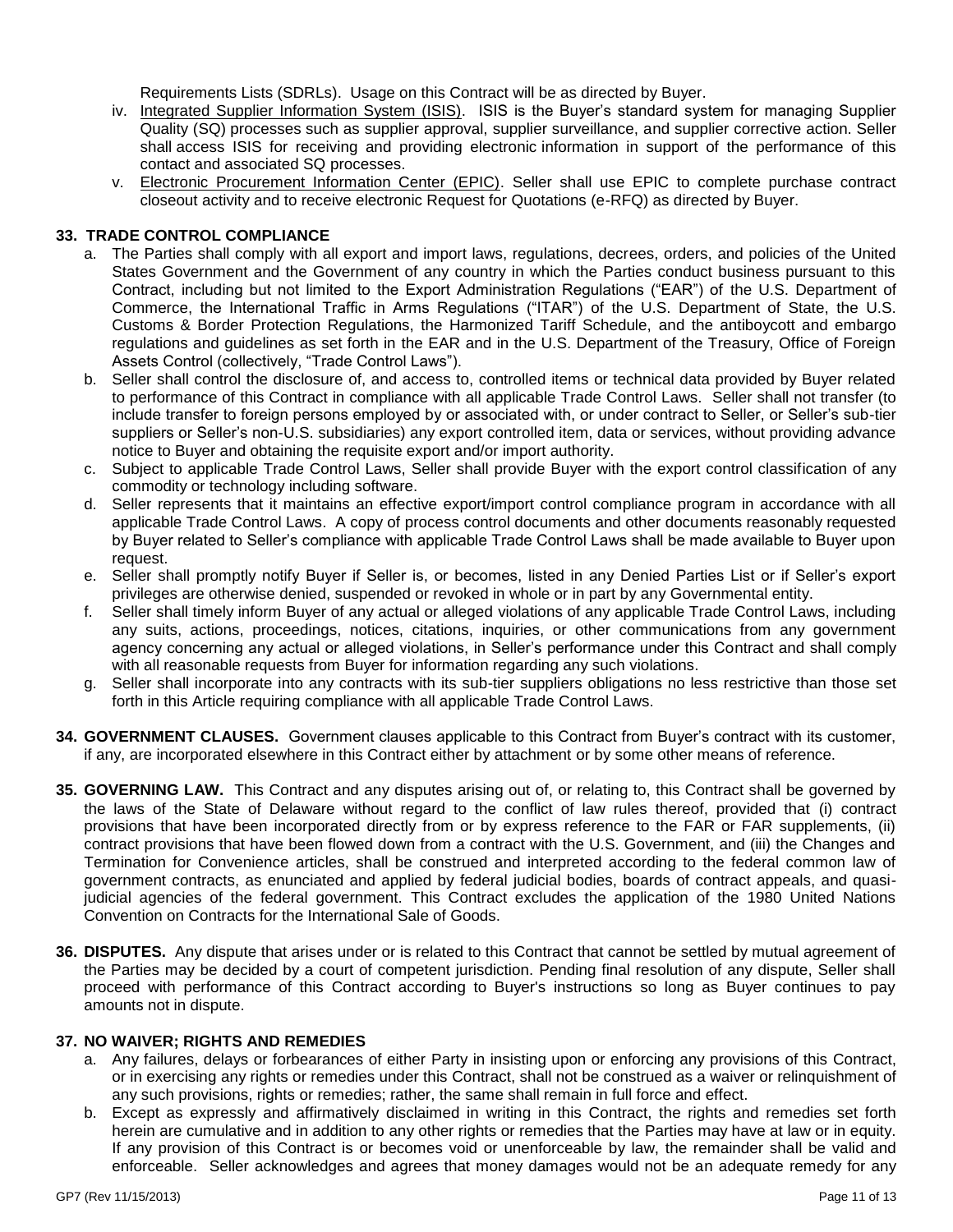Requirements Lists (SDRLs). Usage on this Contract will be as directed by Buyer.

iv. Integrated Supplier Information System (ISIS). ISIS is the Buyer's standard system for managing Supplier Quality (SQ) processes such as supplier approval, supplier surveillance, and supplier corrective action. Seller shall access ISIS for receiving and providing electronic information in support of the performance of this contact and associated SQ processes.

v. Electronic Procurement Information Center (EPIC). Seller shall use EPIC to complete purchase contract closeout activity and to receive electronic Request for Quotations (e-RFQ) as directed by Buyer.

## 33. TRADE CONTROL COMPLIANCE

a. The Parties shall comply with all export and import laws, regulations, decrees, orders, and policies of the United States Government and the Government of any country in which the Parties conduct business pursuant to this Contract, including but not limited to the Export Administration Regulations ("EAR") of the U.S. Department of Commerce, the International Traffic in Arms Regulations ("ITAR") of the U.S. Department of State, the U.S. Customs & Border Protection Regulations, the Harmonized Tariff Schedule, and the antiboycott and embargo regulations and guidelines as set forth in the EAR and in the U.S. Department of the Treasury, Office of Foreign Assets Control (collectively, "Trade Control Laws").

b. Seller shall control the disclosure of, and access to, controlled items or technical data provided by Buyer related to performance of this Contract in compliance with all applicable Trade Control Laws. Seller shall not transfer (to include transfer to foreign persons employed by or associated with, or under contract to Seller, or Seller's sub-tier suppliers or Seller's non-U.S. subsidiaries) any export controlled item, data or services, without providing advance notice to Buyer and obtaining the requisite export and/or import authority.

c. Subject to applicable Trade Control Laws, Seller shall provide Buyer with the export control classification of any commodity or technology including software.

d. Seller represents that it maintains an effective export/import control compliance program in accordance with all applicable Trade Control Laws. A copy of process control documents and other documents reasonably requested by Buyer related to Seller's compliance with applicable Trade Control Laws shall be made available to Buyer upon request.

e. Seller shall promptly notify Buyer if Seller is, or becomes, listed in any Denied Parties List or if Seller's export privileges are otherwise denied, suspended or revoked in whole or in part by any Governmental entity.

f. Seller shall timely inform Buyer of any actual or alleged violations of any applicable Trade Control Laws, including any suits, actions, proceedings, notices, citations, inquiries, or other communications from any government agency concerning any actual or alleged violations, in Seller's performance under this Contract and shall comply with all reasonable requests from Buyer for information regarding any such violations.

g. Seller shall incorporate into any contracts with its sub-tier suppliers obligations no less restrictive than those set forth in this Article requiring compliance with all applicable Trade Control Laws.

**34. GOVERNMENT CLAUSES.** Government clauses applicable to this Contract from Buyer's contract with its customer, if any, are incorporated elsewhere in this Contract either by attachment or by some other means of reference.

**35. GOVERNING LAW.** This Contract and any disputes arising out of, or relating to, this Contract shall be governed by the laws of the State of Delaware without regard to the conflict of law rules thereof, provided that (i) contract provisions that have been incorporated directly from or by express reference to the FAR or FAR supplements, (ii) contract provisions that have been flowed down from a contract with the U.S. Government, and (iii) the Changes and Termination for Convenience articles, shall be construed and interpreted according to the federal common law of government contracts, as enunciated and applied by federal judicial bodies, boards of contract appeals, and quasi-judicial agencies of the federal government. This Contract excludes the application of the 1980 United Nations Convention on Contracts for the International Sale of Goods.

**36. DISPUTES.** Any dispute that arises under or is related to this Contract that cannot be settled by mutual agreement of the Parties may be decided by a court of competent jurisdiction. Pending final resolution of any dispute, Seller shall proceed with performance of this Contract according to Buyer's instructions so long as Buyer continues to pay amounts not in dispute.

## 37. NO WAIVER; RIGHTS AND REMEDIES

a. Any failures, delays or forbearances of either Party in insisting upon or enforcing any provisions of this Contract, or in exercising any rights or remedies under this Contract, shall not be construed as a waiver or relinquishment of any such provisions, rights or remedies; rather, the same shall remain in full force and effect.

b. Except as expressly and affirmatively disclaimed in writing in this Contract, the rights and remedies set forth herein are cumulative and in addition to any other rights or remedies that the Parties may have at law or in equity. If any provision of this Contract is or becomes void or unenforceable by law, the remainder shall be valid and enforceable. Seller acknowledges and agrees that money damages would not be an adequate remedy for any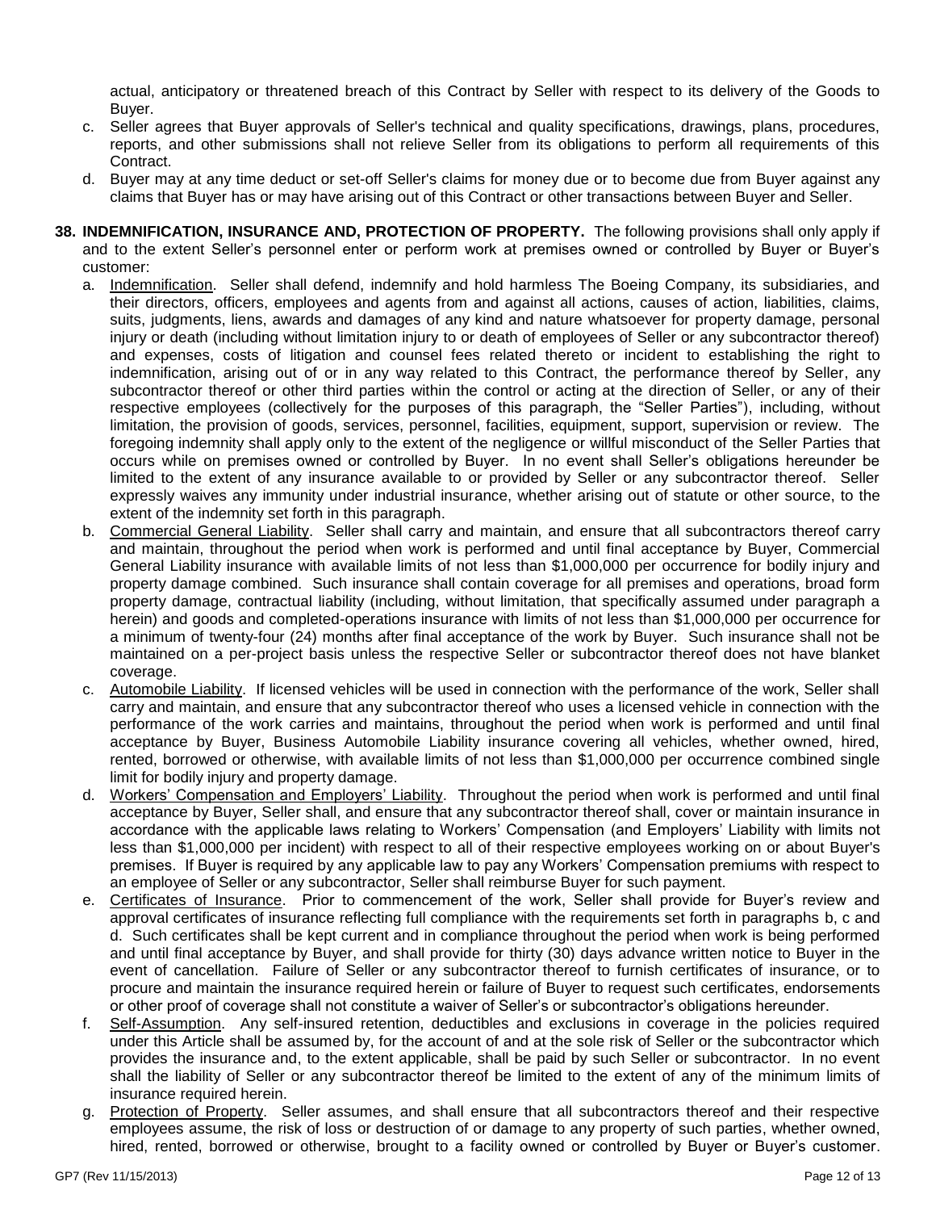actual, anticipatory or threatened breach of this Contract by Seller with respect to its delivery of the Goods to Buyer.

c. Seller agrees that Buyer approvals of Seller's technical and quality specifications, drawings, plans, procedures, reports, and other submissions shall not relieve Seller from its obligations to perform all requirements of this Contract.

d. Buyer may at any time deduct or set-off Seller's claims for money due or to become due from Buyer against any claims that Buyer has or may have arising out of this Contract or other transactions between Buyer and Seller.

**38. INDEMNIFICATION, INSURANCE AND, PROTECTION OF PROPERTY.** The following provisions shall only apply if and to the extent Seller's personnel enter or perform work at premises owned or controlled by Buyer or Buyer's customer:

a. Indemnification. Seller shall defend, indemnify and hold harmless The Boeing Company, its subsidiaries, and their directors, officers, employees and agents from and against all actions, causes of action, liabilities, claims, suits, judgments, liens, awards and damages of any kind and nature whatsoever for property damage, personal injury or death (including without limitation injury to or death of employees of Seller or any subcontractor thereof) and expenses, costs of litigation and counsel fees related thereto or incident to establishing the right to indemnification, arising out of or in any way related to this Contract, the performance thereof by Seller, any subcontractor thereof or other third parties within the control or acting at the direction of Seller, or any of their respective employees (collectively for the purposes of this paragraph, the "Seller Parties"), including, without limitation, the provision of goods, services, personnel, facilities, equipment, support, supervision or review. The foregoing indemnity shall apply only to the extent of the negligence or willful misconduct of the Seller Parties that occurs while on premises owned or controlled by Buyer. In no event shall Seller's obligations hereunder be limited to the extent of any insurance available to or provided by Seller or any subcontractor thereof. Seller expressly waives any immunity under industrial insurance, whether arising out of statute or other source, to the extent of the indemnity set forth in this paragraph.

b. Commercial General Liability. Seller shall carry and maintain, and ensure that all subcontractors thereof carry and maintain, throughout the period when work is performed and until final acceptance by Buyer, Commercial General Liability insurance with available limits of not less than $1,000,000 per occurrence for bodily injury and property damage combined. Such insurance shall contain coverage for all premises and operations, broad form property damage, contractual liability (including, without limitation, that specifically assumed under paragraph a herein) and goods and completed-operations insurance with limits of not less than $1,000,000 per occurrence for a minimum of twenty-four (24) months after final acceptance of the work by Buyer. Such insurance shall not be maintained on a per-project basis unless the respective Seller or subcontractor thereof does not have blanket coverage.

c. Automobile Liability. If licensed vehicles will be used in connection with the performance of the work, Seller shall carry and maintain, and ensure that any subcontractor thereof who uses a licensed vehicle in connection with the performance of the work carries and maintains, throughout the period when work is performed and until final acceptance by Buyer, Business Automobile Liability insurance covering all vehicles, whether owned, hired, rented, borrowed or otherwise, with available limits of not less than $1,000,000 per occurrence combined single limit for bodily injury and property damage.

d. Workers' Compensation and Employers' Liability. Throughout the period when work is performed and until final acceptance by Buyer, Seller shall, and ensure that any subcontractor thereof shall, cover or maintain insurance in accordance with the applicable laws relating to Workers' Compensation (and Employers' Liability with limits not less than $1,000,000 per incident) with respect to all of their respective employees working on or about Buyer's premises. If Buyer is required by any applicable law to pay any Workers' Compensation premiums with respect to an employee of Seller or any subcontractor, Seller shall reimburse Buyer for such payment.

e. Certificates of Insurance. Prior to commencement of the work, Seller shall provide for Buyer's review and approval certificates of insurance reflecting full compliance with the requirements set forth in paragraphs b, c and d. Such certificates shall be kept current and in compliance throughout the period when work is being performed and until final acceptance by Buyer, and shall provide for thirty (30) days advance written notice to Buyer in the event of cancellation. Failure of Seller or any subcontractor thereof to furnish certificates of insurance, or to procure and maintain the insurance required herein or failure of Buyer to request such certificates, endorsements or other proof of coverage shall not constitute a waiver of Seller's or subcontractor's obligations hereunder.

f. Self-Assumption. Any self-insured retention, deductibles and exclusions in coverage in the policies required under this Article shall be assumed by, for the account of and at the sole risk of Seller or the subcontractor which provides the insurance and, to the extent applicable, shall be paid by such Seller or subcontractor. In no event shall the liability of Seller or any subcontractor thereof be limited to the extent of any of the minimum limits of insurance required herein.

g. Protection of Property. Seller assumes, and shall ensure that all subcontractors thereof and their respective employees assume, the risk of loss or destruction of or damage to any property of such parties, whether owned, hired, rented, borrowed or otherwise, brought to a facility owned or controlled by Buyer or Buyer's customer.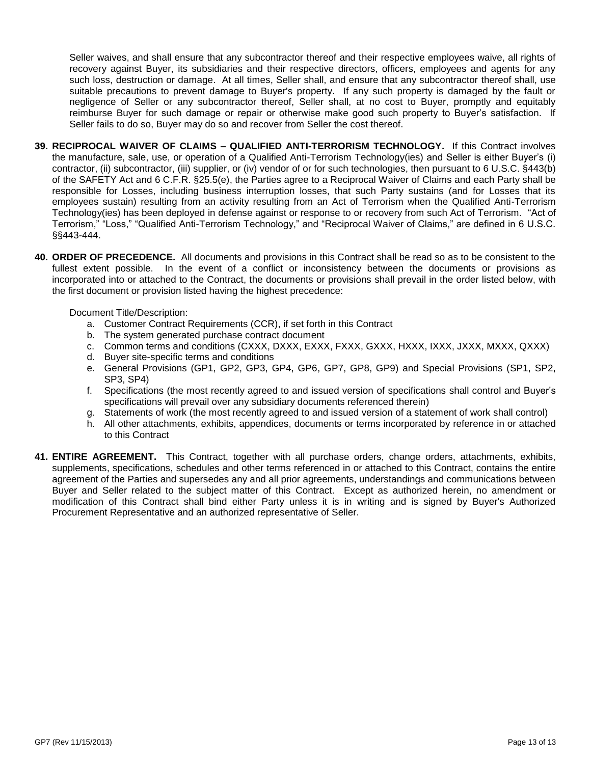Seller waives, and shall ensure that any subcontractor thereof and their respective employees waive, all rights of recovery against Buyer, its subsidiaries and their respective directors, officers, employees and agents for any such loss, destruction or damage. At all times, Seller shall, and ensure that any subcontractor thereof shall, use suitable precautions to prevent damage to Buyer's property. If any such property is damaged by the fault or negligence of Seller or any subcontractor thereof, Seller shall, at no cost to Buyer, promptly and equitably reimburse Buyer for such damage or repair or otherwise make good such property to Buyer's satisfaction. If Seller fails to do so, Buyer may do so and recover from Seller the cost thereof.

**39. RECIPROCAL WAIVER OF CLAIMS – QUALIFIED ANTI-TERRORISM TECHNOLOGY.** If this Contract involves the manufacture, sale, use, or operation of a Qualified Anti-Terrorism Technology(ies) and Seller is either Buyer's (i) contractor, (ii) subcontractor, (iii) supplier, or (iv) vendor of or for such technologies, then pursuant to 6 U.S.C. §443(b) of the SAFETY Act and 6 C.F.R. §25.5(e), the Parties agree to a Reciprocal Waiver of Claims and each Party shall be responsible for Losses, including business interruption losses, that such Party sustains (and for Losses that its employees sustain) resulting from an activity resulting from an Act of Terrorism when the Qualified Anti-Terrorism Technology(ies) has been deployed in defense against or response to or recovery from such Act of Terrorism. "Act of Terrorism," "Loss," "Qualified Anti-Terrorism Technology," and "Reciprocal Waiver of Claims," are defined in 6 U.S.C. §§443-444.

**40. ORDER OF PRECEDENCE.** All documents and provisions in this Contract shall be read so as to be consistent to the fullest extent possible. In the event of a conflict or inconsistency between the documents or provisions as incorporated into or attached to the Contract, the documents or provisions shall prevail in the order listed below, with the first document or provision listed having the highest precedence:

Document Title/Description:

a. Customer Contract Requirements (CCR), if set forth in this Contract
b. The system generated purchase contract document
c. Common terms and conditions (CXXX, DXXX, EXXX, FXXX, GXXX, HXXX, IXXX, JXXX, MXXX, QXXX)
d. Buyer site-specific terms and conditions
e. General Provisions (GP1, GP2, GP3, GP4, GP6, GP7, GP8, GP9) and Special Provisions (SP1, SP2, SP3, SP4)
f. Specifications (the most recently agreed to and issued version of specifications shall control and Buyer's specifications will prevail over any subsidiary documents referenced therein)
g. Statements of work (the most recently agreed to and issued version of a statement of work shall control)
h. All other attachments, exhibits, appendices, documents or terms incorporated by reference in or attached to this Contract

**41. ENTIRE AGREEMENT.** This Contract, together with all purchase orders, change orders, attachments, exhibits, supplements, specifications, schedules and other terms referenced in or attached to this Contract, contains the entire agreement of the Parties and supersedes any and all prior agreements, understandings and communications between Buyer and Seller related to the subject matter of this Contract. Except as authorized herein, no amendment or modification of this Contract shall bind either Party unless it is in writing and is signed by Buyer's Authorized Procurement Representative and an authorized representative of Seller.